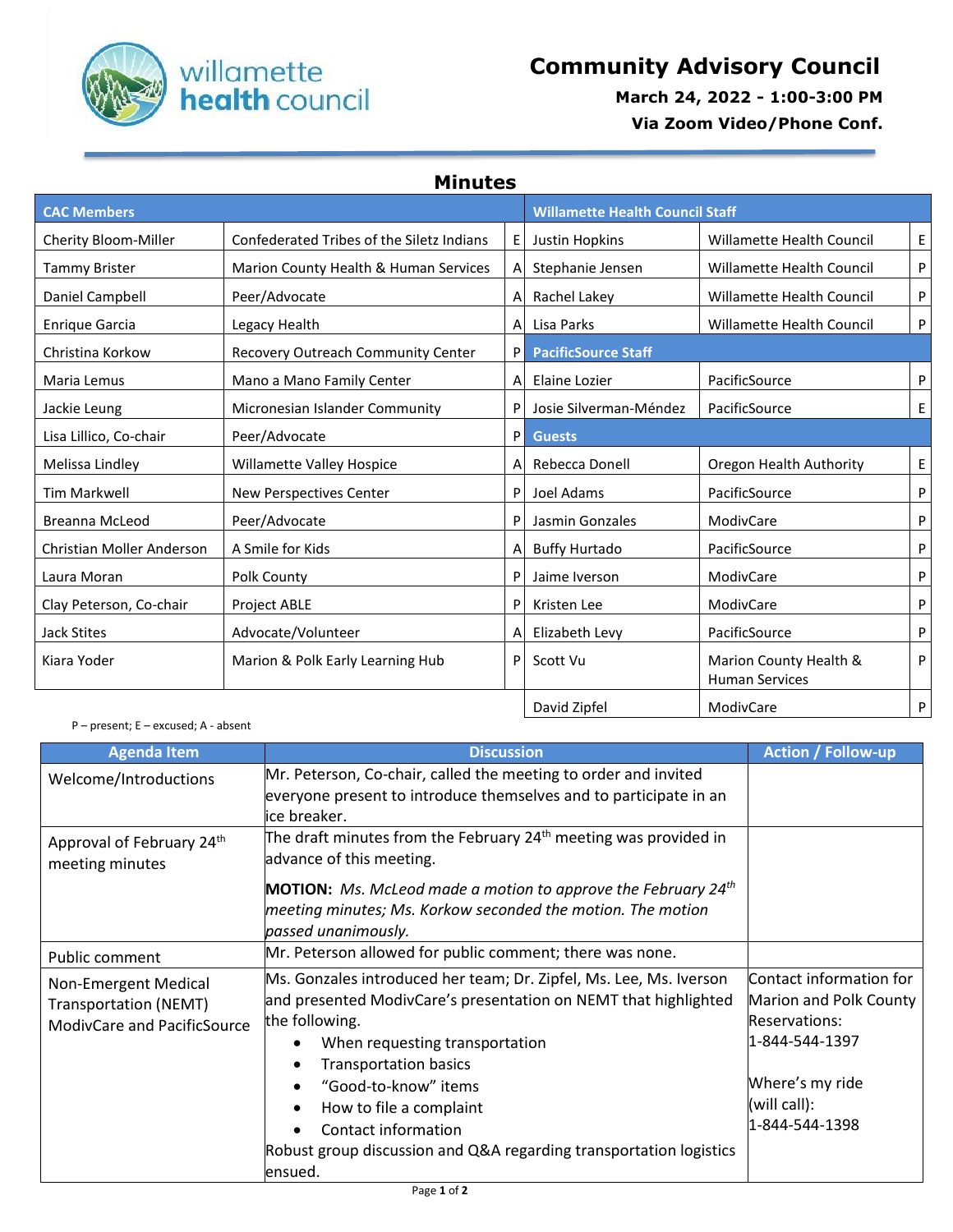# Community Advisory Council

**March 24, 2022 - 1:00-3:00 PM**

**Via Zoom Video/Phone Conf.**

## Minutes

| CAC Members | | | Willamette Health Council Staff | | |
|---|---|---|---|---|---|
| Cherity Bloom-Miller | Confederated Tribes of the Siletz Indians | E | Justin Hopkins | Willamette Health Council | E |
| Tammy Brister | Marion County Health & Human Services | A | Stephanie Jensen | Willamette Health Council | P |
| Daniel Campbell | Peer/Advocate | A | Rachel Lakey | Willamette Health Council | P |
| Enrique Garcia | Legacy Health | A | Lisa Parks | Willamette Health Council | P |
| Christina Korkow | Recovery Outreach Community Center | P | **PacificSource Staff** | | |
| Maria Lemus | Mano a Mano Family Center | A | Elaine Lozier | PacificSource | P |
| Jackie Leung | Micronesian Islander Community | P | Josie Silverman-Méndez | PacificSource | E |
| Lisa Lillico, Co-chair | Peer/Advocate | P | **Guests** | | |
| Melissa Lindley | Willamette Valley Hospice | A | Rebecca Donell | Oregon Health Authority | E |
| Tim Markwell | New Perspectives Center | P | Joel Adams | PacificSource | P |
| Breanna McLeod | Peer/Advocate | P | Jasmin Gonzales | ModivCare | P |
| Christian Moller Anderson | A Smile for Kids | A | Buffy Hurtado | PacificSource | P |
| Laura Moran | Polk County | P | Jaime Iverson | ModivCare | P |
| Clay Peterson, Co-chair | Project ABLE | P | Kristen Lee | ModivCare | P |
| Jack Stites | Advocate/Volunteer | A | Elizabeth Levy | PacificSource | P |
| Kiara Yoder | Marion & Polk Early Learning Hub | P | Scott Vu | Marion County Health & Human Services | P |
| | | | David Zipfel | ModivCare | P |

P – present; E – excused; A - absent

| Agenda Item | Discussion | Action / Follow-up |
|---|---|---|
| Welcome/Introductions | Mr. Peterson, Co-chair, called the meeting to order and invited everyone present to introduce themselves and to participate in an ice breaker. | |
| Approval of February 24th meeting minutes | The draft minutes from the February 24th meeting was provided in advance of this meeting.<br><br>**MOTION:** *Ms. McLeod made a motion to approve the February 24th meeting minutes; Ms. Korkow seconded the motion. The motion passed unanimously.* | |
| Public comment | Mr. Peterson allowed for public comment; there was none. | |
| Non-Emergent Medical Transportation (NEMT) ModivCare and PacificSource | Ms. Gonzales introduced her team; Dr. Zipfel, Ms. Lee, Ms. Iverson and presented ModivCare's presentation on NEMT that highlighted the following.<br>• When requesting transportation<br>• Transportation basics<br>• "Good-to-know" items<br>• How to file a complaint<br>• Contact information<br>Robust group discussion and Q&A regarding transportation logistics ensued. | Contact information for Marion and Polk County Reservations:<br>1-844-544-1397<br><br>Where's my ride (will call):<br>1-844-544-1398 |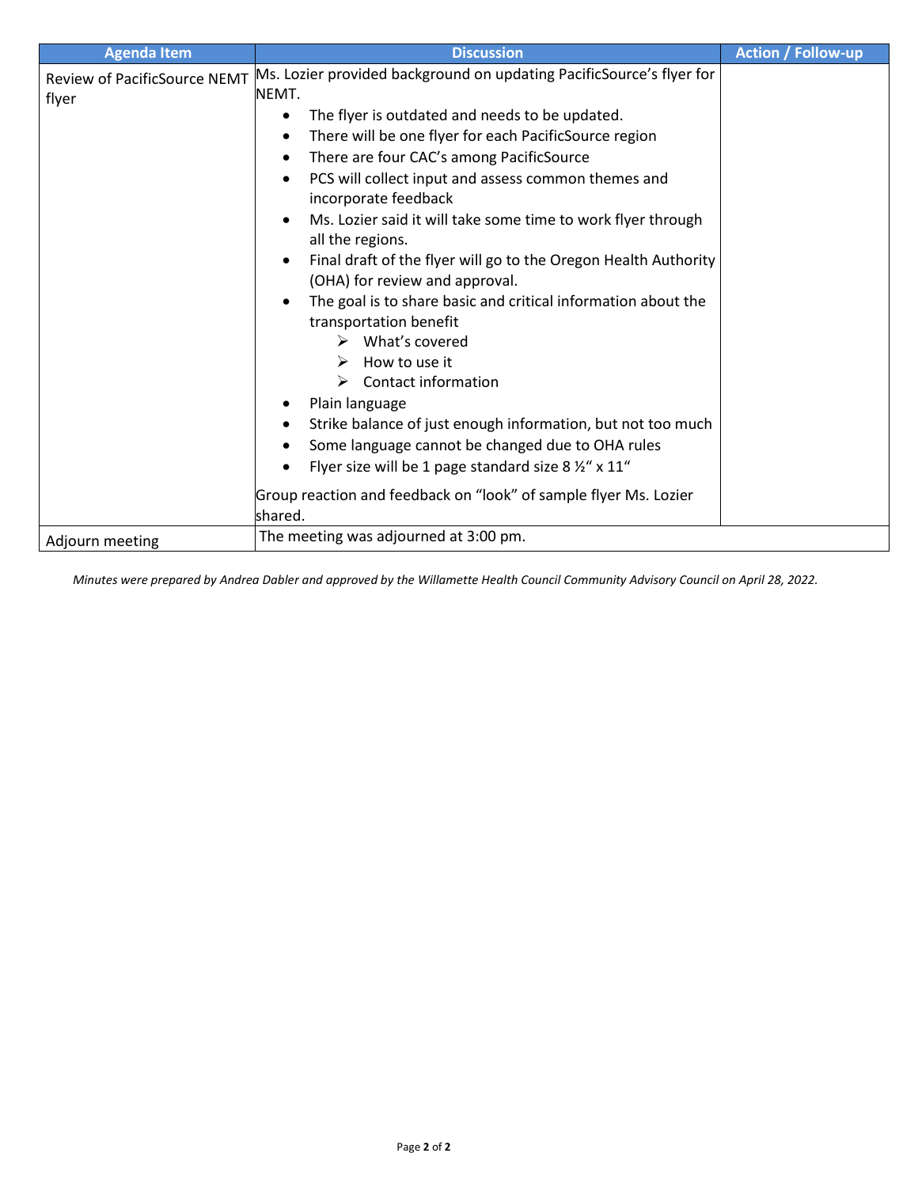| Agenda Item | Discussion | Action / Follow-up |
|---|---|---|
| Review of PacificSource NEMT flyer | Ms. Lozier provided background on updating PacificSource's flyer for NEMT.<br>• The flyer is outdated and needs to be updated.<br>• There will be one flyer for each PacificSource region<br>• There are four CAC's among PacificSource<br>• PCS will collect input and assess common themes and incorporate feedback<br>• Ms. Lozier said it will take some time to work flyer through all the regions.<br>• Final draft of the flyer will go to the Oregon Health Authority (OHA) for review and approval.<br>• The goal is to share basic and critical information about the transportation benefit<br>    ➢ What's covered<br>    ➢ How to use it<br>    ➢ Contact information<br>• Plain language<br>• Strike balance of just enough information, but not too much<br>• Some language cannot be changed due to OHA rules<br>• Flyer size will be 1 page standard size 8 ½" x 11"<br><br>Group reaction and feedback on "look" of sample flyer Ms. Lozier shared. | |
| Adjourn meeting | The meeting was adjourned at 3:00 pm. | |

*Minutes were prepared by Andrea Dabler and approved by the Willamette Health Council Community Advisory Council on April 28, 2022.*